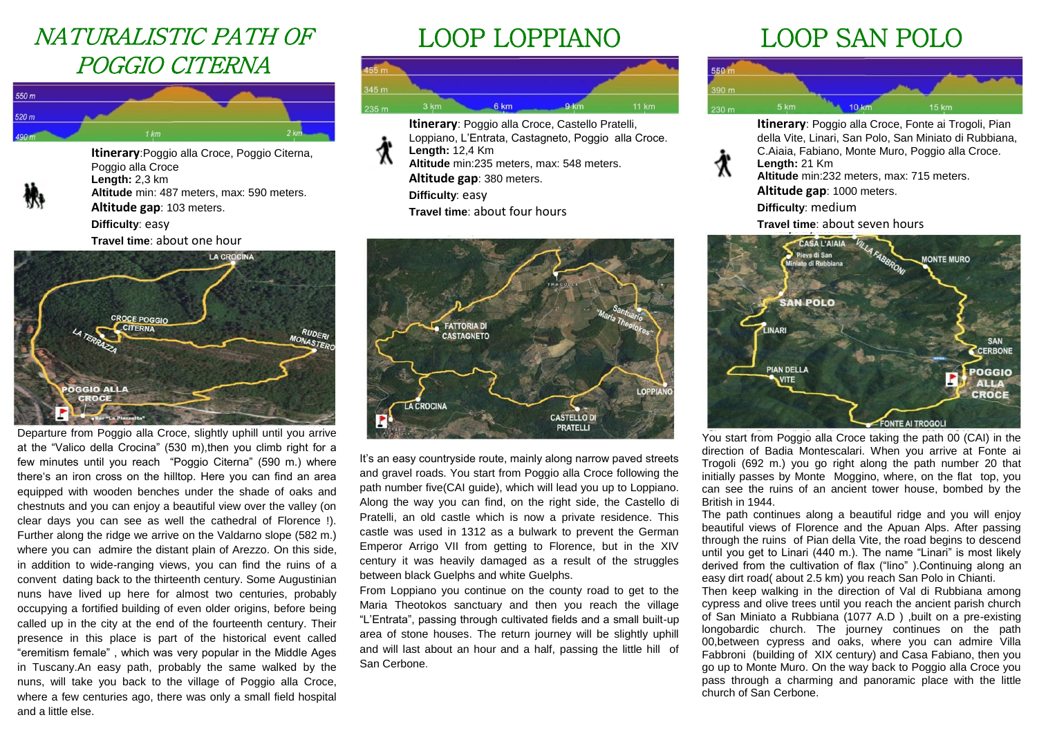# NATURALISTIC PATH OF POGGIO CITERNA

**Itinerary**:Poggio alla Croce, Poggio Citerna, Poggio alla Croce
**Length:** 2,3 km
**Altitude** min: 487 meters, max: 590 meters.
**Altitude gap**: 103 meters.
**Difficulty**: easy
**Travel time**: about one hour

Departure from Poggio alla Croce, slightly uphill until you arrive at the "Valico della Crocina" (530 m),then you climb right for a few minutes until you reach "Poggio Citerna" (590 m.) where there's an iron cross on the hilltop. Here you can find an area equipped with wooden benches under the shade of oaks and chestnuts and you can enjoy a beautiful view over the valley (on clear days you can see as well the cathedral of Florence !). Further along the ridge we arrive on the Valdarno slope (582 m.) where you can admire the distant plain of Arezzo. On this side, in addition to wide-ranging views, you can find the ruins of a convent dating back to the thirteenth century. Some Augustinian nuns have lived up here for almost two centuries, probably occupying a fortified building of even older origins, before being called up in the city at the end of the fourteenth century. Their presence in this place is part of the historical event called "eremitism female" , which was very popular in the Middle Ages in Tuscany.An easy path, probably the same walked by the nuns, will take you back to the village of Poggio alla Croce, where a few centuries ago, there was only a small field hospital and a little else.

# LOOP LOPPIANO

**Itinerary**: Poggio alla Croce, Castello Pratelli, Loppiano, L'Entrata, Castagneto, Poggio alla Croce.
**Length:** 12,4 Km
**Altitude** min:235 meters, max: 548 meters.
**Altitude gap**: 380 meters.
**Difficulty**: easy
**Travel time**: about four hours

It's an easy countryside route, mainly along narrow paved streets and gravel roads. You start from Poggio alla Croce following the path number five(CAI guide), which will lead you up to Loppiano. Along the way you can find, on the right side, the Castello di Pratelli, an old castle which is now a private residence. This castle was used in 1312 as a bulwark to prevent the German Emperor Arrigo VII from getting to Florence, but in the XIV century it was heavily damaged as a result of the struggles between black Guelphs and white Guelphs.
From Loppiano you continue on the county road to get to the Maria Theotokos sanctuary and then you reach the village "L'Entrata", passing through cultivated fields and a small built-up area of stone houses. The return journey will be slightly uphill and will last about an hour and a half, passing the little hill of San Cerbone.

# LOOP SAN POLO

**Itinerary**: Poggio alla Croce, Fonte ai Trogoli, Pian della Vite, Linari, San Polo, San Miniato di Rubbiana, C.Aiaia, Fabiano, Monte Muro, Poggio alla Croce.
**Length:** 21 Km
**Altitude** min:232 meters, max: 715 meters.
**Altitude gap**: 1000 meters.
**Difficulty**: medium
**Travel time**: about seven hours

You start from Poggio alla Croce taking the path 00 (CAI) in the direction of Badia Montescalari. When you arrive at Fonte ai Trogoli (692 m.) you go right along the path number 20 that initially passes by Monte Moggino, where, on the flat top, you can see the ruins of an ancient tower house, bombed by the British in 1944.
The path continues along a beautiful ridge and you will enjoy beautiful views of Florence and the Apuan Alps. After passing through the ruins of Pian della Vite, the road begins to descend until you get to Linari (440 m.). The name "Linari" is most likely derived from the cultivation of flax ("lino" ).Continuing along an easy dirt road( about 2.5 km) you reach San Polo in Chianti.
Then keep walking in the direction of Val di Rubbiana among cypress and olive trees until you reach the ancient parish church of San Miniato a Rubbiana (1077 A.D ) ,built on a pre-existing longobardic church. The journey continues on the path 00,between cypress and oaks, where you can admire Villa Fabbroni (building of XIX century) and Casa Fabiano, then you go up to Monte Muro. On the way back to Poggio alla Croce you pass through a charming and panoramic place with the little church of San Cerbone.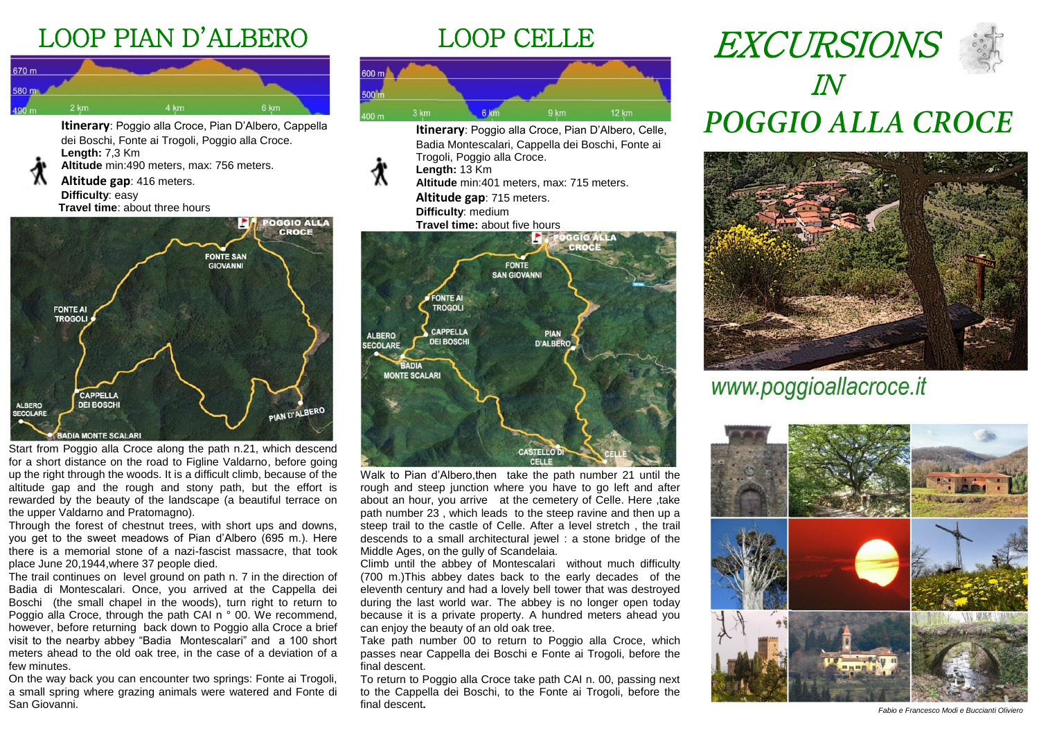# LOOP PIAN D'ALBERO

670 m
580 m
490 m
2 km
4 km
6 km

**Itinerary**: Poggio alla Croce, Pian D'Albero, Cappella dei Boschi, Fonte ai Trogoli, Poggio alla Croce.
**Length:** 7,3 Km
**Altitude** min:490 meters, max: 756 meters.
**Altitude gap**: 416 meters.
**Difficulty**: easy
**Travel time**: about three hours

POGGIO ALLA CROCE
FONTE SAN GIOVANNI
FONTE AI TROGOLI
CAPPELLA DEI BOSCHI
ALBERO SECOLARE
PIAN D'ALBERO
BADIA MONTE SCALARI

Start from Poggio alla Croce along the path n.21, which descend for a short distance on the road to Figline Valdarno, before going up the right through the woods. It is a difficult climb, because of the altitude gap and the rough and stony path, but the effort is rewarded by the beauty of the landscape (a beautiful terrace on the upper Valdarno and Pratomagno).

Through the forest of chestnut trees, with short ups and downs, you get to the sweet meadows of Pian d'Albero (695 m.). Here there is a memorial stone of a nazi-fascist massacre, that took place June 20,1944,where 37 people died.

The trail continues on level ground on path n. 7 in the direction of Badia di Montescalari. Once, you arrived at the Cappella dei Boschi (the small chapel in the woods), turn right to return to Poggio alla Croce, through the path CAI n ° 00. We recommend, however, before returning back down to Poggio alla Croce a brief visit to the nearby abbey "Badia Montescalari" and a 100 short meters ahead to the old oak tree, in the case of a deviation of a few minutes.

On the way back you can encounter two springs: Fonte ai Trogoli, a small spring where grazing animals were watered and Fonte di San Giovanni.

# LOOP CELLE

600 m
500 m
400 m
3 km
6 km
9 km
12 km

**Itinerary**: Poggio alla Croce, Pian D'Albero, Celle, Badia Montescalari, Cappella dei Boschi, Fonte ai Trogoli, Poggio alla Croce.
**Length:** 13 Km
**Altitude** min:401 meters, max: 715 meters.
**Altitude gap**: 715 meters.
**Difficulty**: medium
**Travel time:** about five hours

POGGIO ALLA CROCE
FONTE SAN GIOVANNI
FONTE AI TROGOLI
CAPPELLA DEI BOSCHI
ALBERO SECOLARE
PIAN D'ALBERO
BADIA MONTE SCALARI
CASTELLO DI CELLE
CELLE

Walk to Pian d'Albero,then take the path number 21 until the rough and steep junction where you have to go left and after about an hour, you arrive at the cemetery of Celle. Here ,take path number 23 , which leads to the steep ravine and then up a steep trail to the castle of Celle. After a level stretch , the trail descends to a small architectural jewel : a stone bridge of the Middle Ages, on the gully of Scandelaia.

Climb until the abbey of Montescalari without much difficulty (700 m.)This abbey dates back to the early decades of the eleventh century and had a lovely bell tower that was destroyed during the last world war. The abbey is no longer open today because it is a private property. A hundred meters ahead you can enjoy the beauty of an old oak tree.

Take path number 00 to return to Poggio alla Croce, which passes near Cappella dei Boschi e Fonte ai Trogoli, before the final descent.

To return to Poggio alla Croce take path CAI n. 00, passing next to the Cappella dei Boschi, to the Fonte ai Trogoli, before the final descent.

# *EXCURSIONS IN POGGIO ALLA CROCE*

www.poggioallacroce.it

*Fabio e Francesco Modi e Buccianti Oliviero*